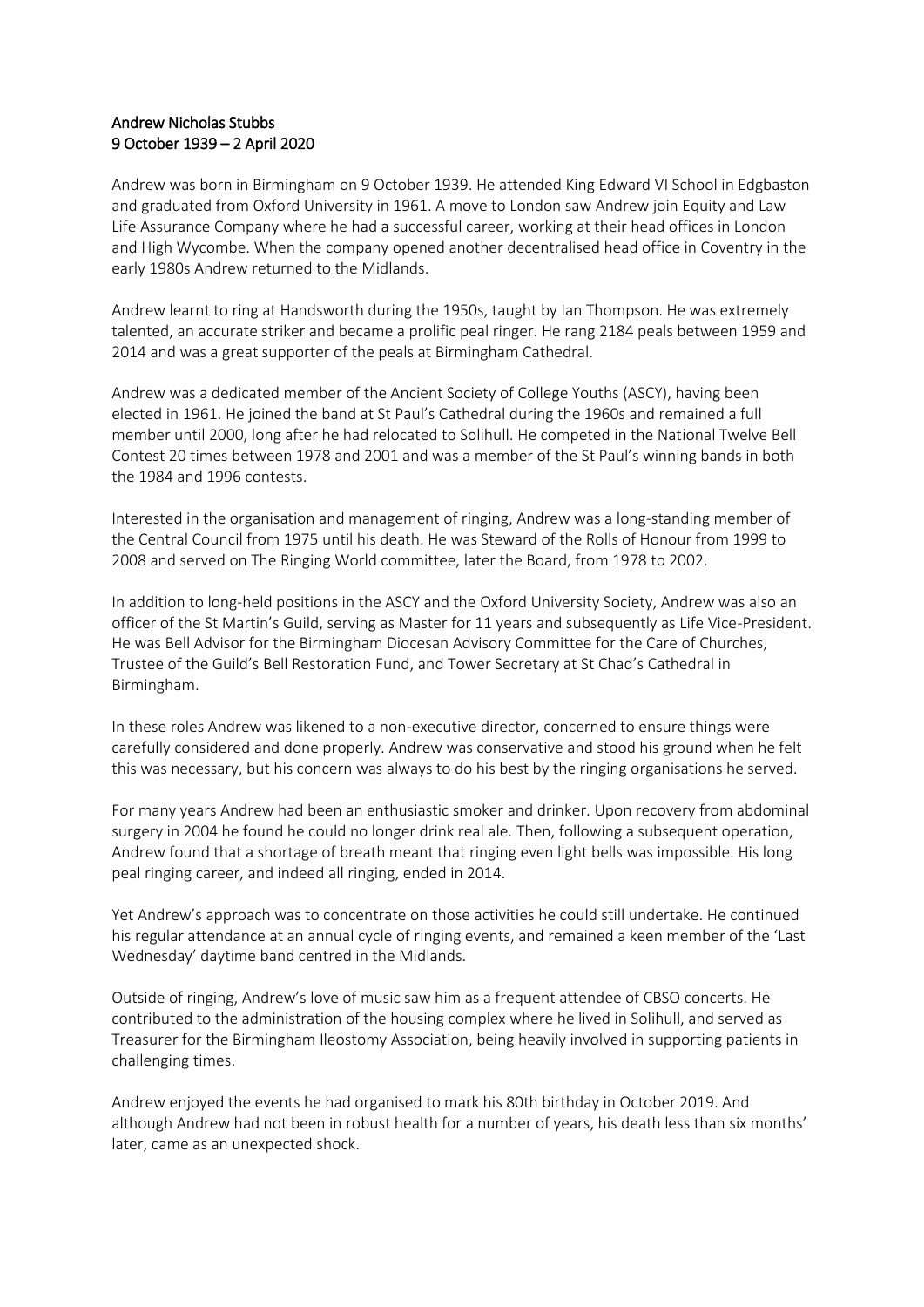**Andrew Nicholas Stubbs**
**9 October 1939 – 2 April 2020**

Andrew was born in Birmingham on 9 October 1939. He attended King Edward VI School in Edgbaston and graduated from Oxford University in 1961. A move to London saw Andrew join Equity and Law Life Assurance Company where he had a successful career, working at their head offices in London and High Wycombe. When the company opened another decentralised head office in Coventry in the early 1980s Andrew returned to the Midlands.

Andrew learnt to ring at Handsworth during the 1950s, taught by Ian Thompson. He was extremely talented, an accurate striker and became a prolific peal ringer. He rang 2184 peals between 1959 and 2014 and was a great supporter of the peals at Birmingham Cathedral.

Andrew was a dedicated member of the Ancient Society of College Youths (ASCY), having been elected in 1961. He joined the band at St Paul's Cathedral during the 1960s and remained a full member until 2000, long after he had relocated to Solihull. He competed in the National Twelve Bell Contest 20 times between 1978 and 2001 and was a member of the St Paul's winning bands in both the 1984 and 1996 contests.

Interested in the organisation and management of ringing, Andrew was a long-standing member of the Central Council from 1975 until his death. He was Steward of the Rolls of Honour from 1999 to 2008 and served on The Ringing World committee, later the Board, from 1978 to 2002.

In addition to long-held positions in the ASCY and the Oxford University Society, Andrew was also an officer of the St Martin's Guild, serving as Master for 11 years and subsequently as Life Vice-President. He was Bell Advisor for the Birmingham Diocesan Advisory Committee for the Care of Churches, Trustee of the Guild's Bell Restoration Fund, and Tower Secretary at St Chad's Cathedral in Birmingham.

In these roles Andrew was likened to a non-executive director, concerned to ensure things were carefully considered and done properly. Andrew was conservative and stood his ground when he felt this was necessary, but his concern was always to do his best by the ringing organisations he served.

For many years Andrew had been an enthusiastic smoker and drinker. Upon recovery from abdominal surgery in 2004 he found he could no longer drink real ale. Then, following a subsequent operation, Andrew found that a shortage of breath meant that ringing even light bells was impossible. His long peal ringing career, and indeed all ringing, ended in 2014.

Yet Andrew's approach was to concentrate on those activities he could still undertake. He continued his regular attendance at an annual cycle of ringing events, and remained a keen member of the 'Last Wednesday' daytime band centred in the Midlands.

Outside of ringing, Andrew's love of music saw him as a frequent attendee of CBSO concerts. He contributed to the administration of the housing complex where he lived in Solihull, and served as Treasurer for the Birmingham Ileostomy Association, being heavily involved in supporting patients in challenging times.

Andrew enjoyed the events he had organised to mark his 80th birthday in October 2019. And although Andrew had not been in robust health for a number of years, his death less than six months' later, came as an unexpected shock.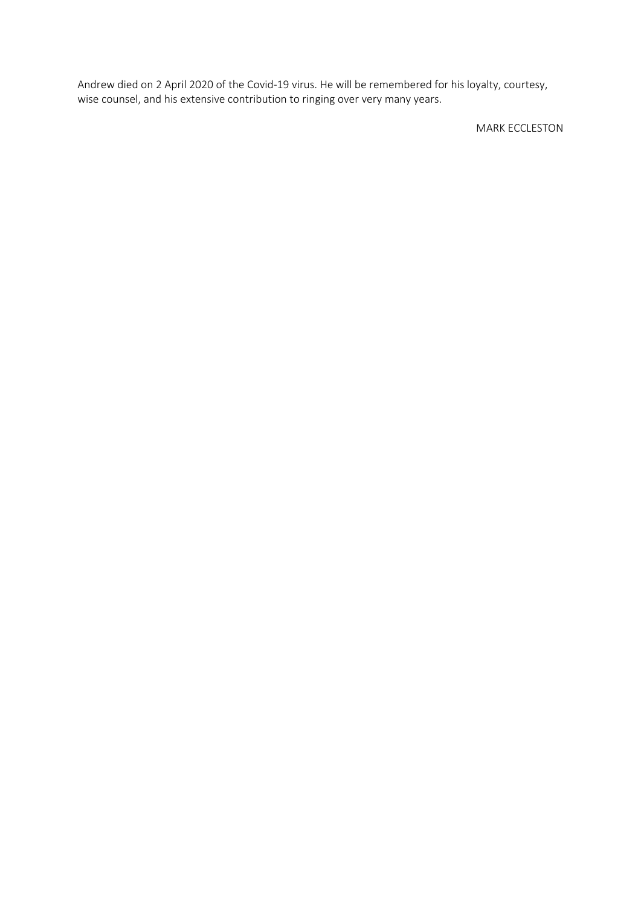Andrew died on 2 April 2020 of the Covid-19 virus. He will be remembered for his loyalty, courtesy, wise counsel, and his extensive contribution to ringing over very many years.

MARK ECCLESTON